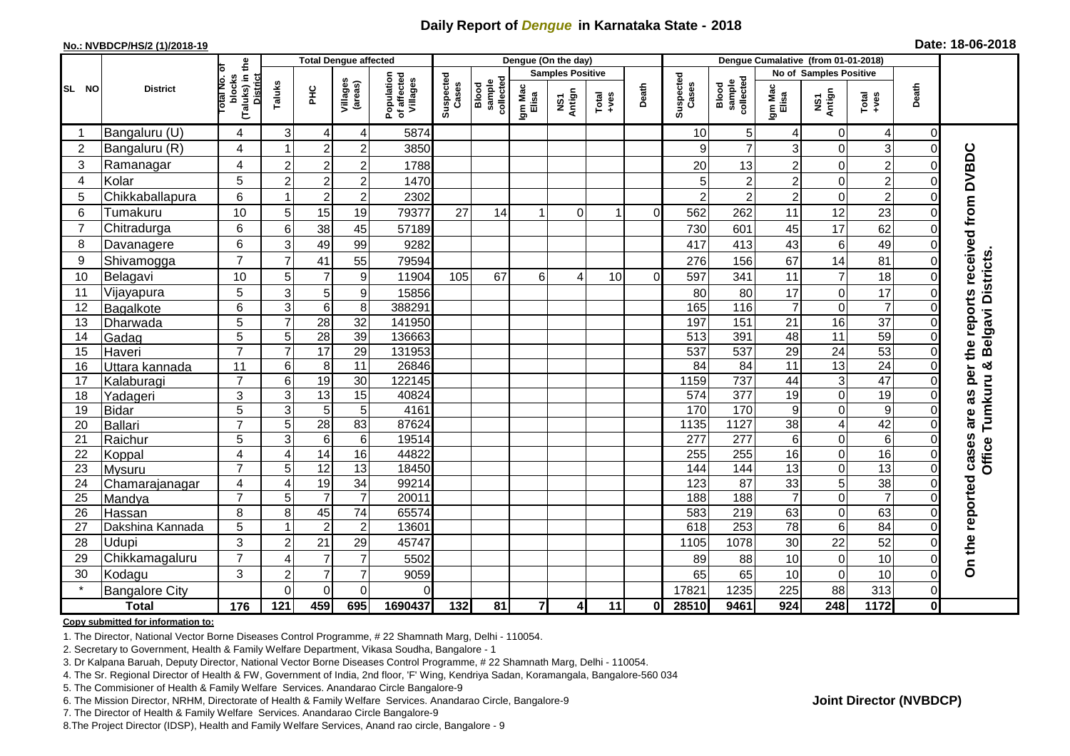# Daily Report of *Dengue* in Karnataka State - 2018

**No.: NVBDCP/HS/2 (1)/2018-19**

**Date: 18-06-2018**

| SL NO | District | Total No. of blocks (Taluks) in the District | Total Dengue affected | | | | Dengue (On the day) | | | | | | | Dengue Cumalative (from 01-01-2018) | | | | | | | |
|---|---|---|---|---|---|---|---|---|---|---|---|---|---|---|---|---|---|---|---|---|
| | | | Taluks | PHC | Villages (areas) | Population of affected Villages | Suspected Cases | Blood sample collected | Samples Positive | | | Death | Suspected Cases | Blood sample collected | No of Samples Positive | | | Death | |
| | | | | | | | | | Igm Mac Elisa | NS1 Antign | Total +ves | | | | Igm Mac Elisa | NS1 Antign | Total +ves | | |
| 1 | Bangaluru (U) | 4 | 3 | 4 | 4 | 5874 | | | | | | | 10 | 5 | 4 | 0 | 4 | 0 | On the reported cases are as per the reports received from DVBDC Office Tumkuru & Belgavi Districts. |
| 2 | Bangaluru (R) | 4 | 1 | 2 | 2 | 3850 | | | | | | | 9 | 7 | 3 | 0 | 3 | 0 | |
| 3 | Ramanagar | 4 | 2 | 2 | 2 | 1788 | | | | | | | 20 | 13 | 2 | 0 | 2 | 0 | |
| 4 | Kolar | 5 | 2 | 2 | 2 | 1470 | | | | | | | 5 | 2 | 2 | 0 | 2 | 0 | |
| 5 | Chikkaballapura | 6 | 1 | 2 | 2 | 2302 | | | | | | | 2 | 2 | 2 | 0 | 2 | 0 | |
| 6 | Tumakuru | 10 | 5 | 15 | 19 | 79377 | 27 | 14 | 1 | 0 | 1 | 0 | 562 | 262 | 11 | 12 | 23 | 0 | |
| 7 | Chitradurga | 6 | 6 | 38 | 45 | 57189 | | | | | | | 730 | 601 | 45 | 17 | 62 | 0 | |
| 8 | Davanagere | 6 | 3 | 49 | 99 | 9282 | | | | | | | 417 | 413 | 43 | 6 | 49 | 0 | |
| 9 | Shivamogga | 7 | 7 | 41 | 55 | 79594 | | | | | | | 276 | 156 | 67 | 14 | 81 | 0 | |
| 10 | Belagavi | 10 | 5 | 7 | 9 | 11904 | 105 | 67 | 6 | 4 | 10 | 0 | 597 | 341 | 11 | 7 | 18 | 0 | |
| 11 | Vijayapura | 5 | 3 | 5 | 9 | 15856 | | | | | | | 80 | 80 | 17 | 0 | 17 | 0 | |
| 12 | Bagalkote | 6 | 3 | 6 | 8 | 388291 | | | | | | | 165 | 116 | 7 | 0 | 7 | 0 | |
| 13 | Dharwada | 5 | 7 | 28 | 32 | 141950 | | | | | | | 197 | 151 | 21 | 16 | 37 | 0 | |
| 14 | Gadag | 5 | 5 | 28 | 39 | 136663 | | | | | | | 513 | 391 | 48 | 11 | 59 | 0 | |
| 15 | Haveri | 7 | 7 | 17 | 29 | 131953 | | | | | | | 537 | 537 | 29 | 24 | 53 | 0 | |
| 16 | Uttara kannada | 11 | 6 | 8 | 11 | 26846 | | | | | | | 84 | 84 | 11 | 13 | 24 | 0 | |
| 17 | Kalaburagi | 7 | 6 | 19 | 30 | 122145 | | | | | | | 1159 | 737 | 44 | 3 | 47 | 0 | |
| 18 | Yadageri | 3 | 3 | 13 | 15 | 40824 | | | | | | | 574 | 377 | 19 | 0 | 19 | 0 | |
| 19 | Bidar | 5 | 3 | 5 | 5 | 4161 | | | | | | | 170 | 170 | 9 | 0 | 9 | 0 | |
| 20 | Ballari | 7 | 5 | 28 | 83 | 87624 | | | | | | | 1135 | 1127 | 38 | 4 | 42 | 0 | |
| 21 | Raichur | 5 | 3 | 6 | 6 | 19514 | | | | | | | 277 | 277 | 6 | 0 | 6 | 0 | |
| 22 | Koppal | 4 | 4 | 14 | 16 | 44822 | | | | | | | 255 | 255 | 16 | 0 | 16 | 0 | |
| 23 | Mysuru | 7 | 5 | 12 | 13 | 18450 | | | | | | | 144 | 144 | 13 | 0 | 13 | 0 | |
| 24 | Chamarajanagar | 4 | 4 | 19 | 34 | 99214 | | | | | | | 123 | 87 | 33 | 5 | 38 | 0 | |
| 25 | Mandya | 7 | 5 | 7 | 7 | 20011 | | | | | | | 188 | 188 | 7 | 0 | 7 | 0 | |
| 26 | Hassan | 8 | 8 | 45 | 74 | 65574 | | | | | | | 583 | 219 | 63 | 0 | 63 | 0 | |
| 27 | Dakshina Kannada | 5 | 1 | 2 | 2 | 13601 | | | | | | | 618 | 253 | 78 | 6 | 84 | 0 | |
| 28 | Udupi | 3 | 2 | 21 | 29 | 45747 | | | | | | | 1105 | 1078 | 30 | 22 | 52 | 0 | |
| 29 | Chikkamagaluru | 7 | 4 | 7 | 7 | 5502 | | | | | | | 89 | 88 | 10 | 0 | 10 | 0 | |
| 30 | Kodagu | 3 | 2 | 7 | 7 | 9059 | | | | | | | 65 | 65 | 10 | 0 | 10 | 0 | |
| * | Bangalore City | | 0 | 0 | 0 | 0 | | | | | | | 17821 | 1235 | 225 | 88 | 313 | 0 | |
| **Total** | | **176** | **121** | **459** | **695** | **1690437** | **132** | **81** | **7** | **4** | **11** | **0** | **28510** | **9461** | **924** | **248** | **1172** | **0** | |

**Copy submitted for information to:**

1. The Director, National Vector Borne Diseases Control Programme, # 22 Shamnath Marg, Delhi - 110054.
2. Secretary to Government, Health & Family Welfare Department, Vikasa Soudha, Bangalore - 1
3. Dr Kalpana Baruah, Deputy Director, National Vector Borne Diseases Control Programme, # 22 Shamnath Marg, Delhi - 110054.
4. The Sr. Regional Director of Health & FW, Government of India, 2nd floor, 'F' Wing, Kendriya Sadan, Koramangala, Bangalore-560 034
5. The Commisioner of Health & Family Welfare Services. Anandarao Circle Bangalore-9
6. The Mission Director, NRHM, Directorate of Health & Family Welfare Services. Anandarao Circle, Bangalore-9
7. The Director of Health & Family Welfare Services. Anandarao Circle Bangalore-9
8. The Project Director (IDSP), Health and Family Welfare Services, Anand rao circle, Bangalore - 9

**Joint Director (NVBDCP)**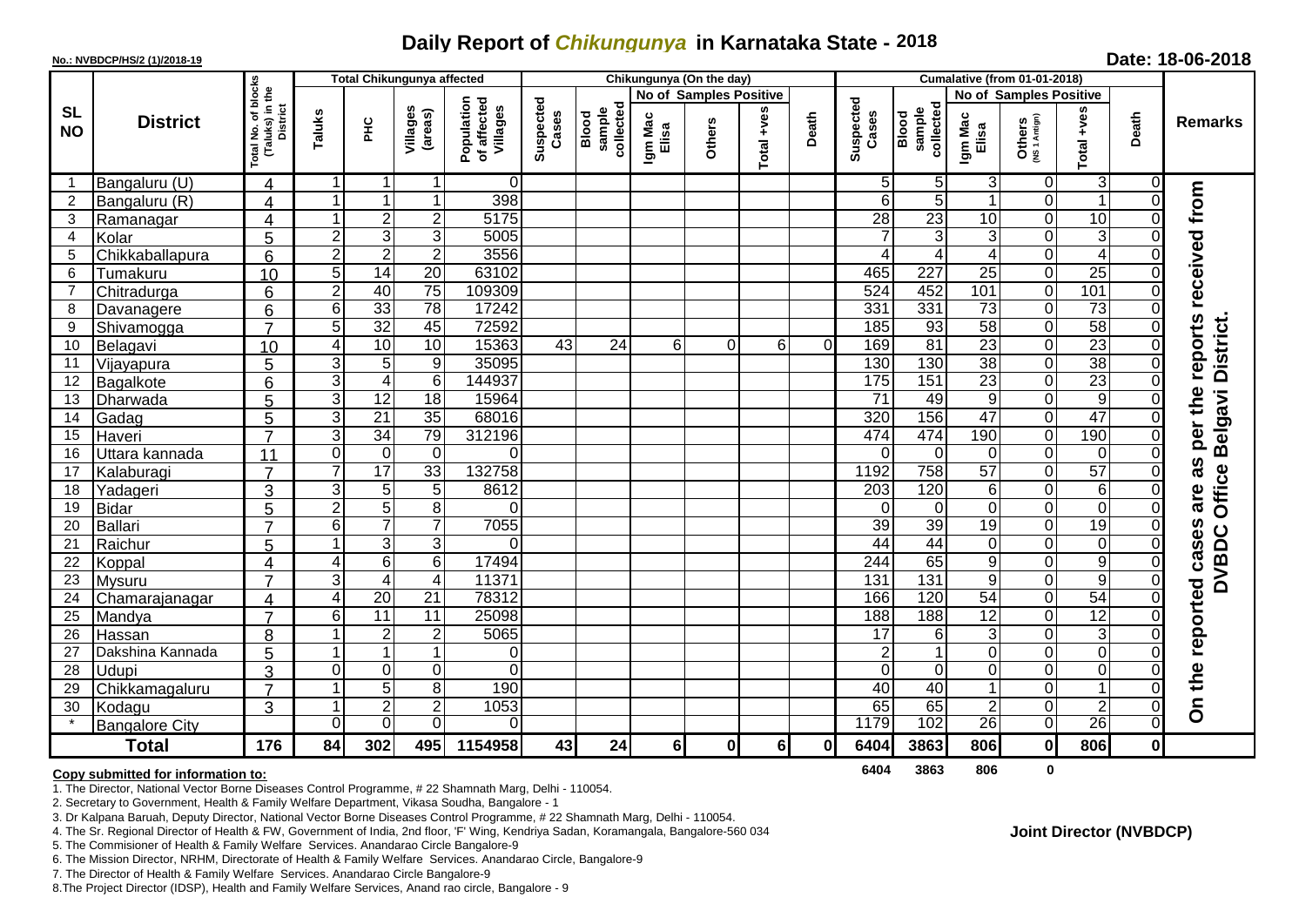# Daily Report of *Chikungunya* in Karnataka State - 2018

**No.: NVBDCP/HS/2 (1)/2018-19**

**Date: 18-06-2018**

| SL NO | District | Total No. of blocks (Taluks) in the District | Total Chikungunya affected | | | | Chikungunya (On the day) | | | | | | | Cumalative (from 01-01-2018) | | | | | | | Remarks |
|---|---|---|---|---|---|---|---|---|---|---|---|---|---|---|---|---|---|---|---|---|---|
| | | | Taluks | PHC | Villages (areas) | Population of affected Villages | Suspected Cases | Blood sample collected | No of Samples Positive | | | Death | Suspected Cases | Blood sample collected | No of Samples Positive | | | Death | |
| | | | | | | | | | Igm Mac Elisa | Others | Total +ves | | | | Igm Mac Elisa | Others (NS 1 Antign) | Total +ves | | |
| 1 | Bangaluru (U) | 4 | 1 | 1 | 1 | 0 | | | | | | | 5 | 5 | 3 | 0 | 3 | 0 | On the reported cases are as per the reports received from DVBDC Office Belgavi District. |
| 2 | Bangaluru (R) | 4 | 1 | 1 | 1 | 398 | | | | | | | 6 | 5 | 1 | 0 | 1 | 0 | |
| 3 | Ramanagar | 4 | 1 | 2 | 2 | 5175 | | | | | | | 28 | 23 | 10 | 0 | 10 | 0 | |
| 4 | Kolar | 5 | 2 | 3 | 3 | 5005 | | | | | | | 7 | 3 | 3 | 0 | 3 | 0 | |
| 5 | Chikkaballapura | 6 | 2 | 2 | 2 | 3556 | | | | | | | 4 | 4 | 4 | 0 | 4 | 0 | |
| 6 | Tumakuru | 10 | 5 | 14 | 20 | 63102 | | | | | | | 465 | 227 | 25 | 0 | 25 | 0 | |
| 7 | Chitradurga | 6 | 2 | 40 | 75 | 109309 | | | | | | | 524 | 452 | 101 | 0 | 101 | 0 | |
| 8 | Davanagere | 6 | 6 | 33 | 78 | 17242 | | | | | | | 331 | 331 | 73 | 0 | 73 | 0 | |
| 9 | Shivamogga | 7 | 5 | 32 | 45 | 72592 | | | | | | | 185 | 93 | 58 | 0 | 58 | 0 | |
| 10 | Belagavi | 10 | 4 | 10 | 10 | 15363 | 43 | 24 | 6 | 0 | 6 | 0 | 169 | 81 | 23 | 0 | 23 | 0 | |
| 11 | Vijayapura | 5 | 3 | 5 | 9 | 35095 | | | | | | | 130 | 130 | 38 | 0 | 38 | 0 | |
| 12 | Bagalkote | 6 | 3 | 4 | 6 | 144937 | | | | | | | 175 | 151 | 23 | 0 | 23 | 0 | |
| 13 | Dharwada | 5 | 3 | 12 | 18 | 15964 | | | | | | | 71 | 49 | 9 | 0 | 9 | 0 | |
| 14 | Gadag | 5 | 3 | 21 | 35 | 68016 | | | | | | | 320 | 156 | 47 | 0 | 47 | 0 | |
| 15 | Haveri | 7 | 3 | 34 | 79 | 312196 | | | | | | | 474 | 474 | 190 | 0 | 190 | 0 | |
| 16 | Uttara kannada | 11 | 0 | 0 | 0 | 0 | | | | | | | 0 | 0 | 0 | 0 | 0 | 0 | |
| 17 | Kalaburagi | 7 | 7 | 17 | 33 | 132758 | | | | | | | 1192 | 758 | 57 | 0 | 57 | 0 | |
| 18 | Yadageri | 3 | 3 | 5 | 5 | 8612 | | | | | | | 203 | 120 | 6 | 0 | 6 | 0 | |
| 19 | Bidar | 5 | 2 | 5 | 8 | 0 | | | | | | | 0 | 0 | 0 | 0 | 0 | 0 | |
| 20 | Ballari | 7 | 6 | 7 | 7 | 7055 | | | | | | | 39 | 39 | 19 | 0 | 19 | 0 | |
| 21 | Raichur | 5 | 1 | 3 | 3 | 0 | | | | | | | 44 | 44 | 0 | 0 | 0 | 0 | |
| 22 | Koppal | 4 | 4 | 6 | 6 | 17494 | | | | | | | 244 | 65 | 9 | 0 | 9 | 0 | |
| 23 | Mysuru | 7 | 3 | 4 | 4 | 11371 | | | | | | | 131 | 131 | 9 | 0 | 9 | 0 | |
| 24 | Chamarajanagar | 4 | 4 | 20 | 21 | 78312 | | | | | | | 166 | 120 | 54 | 0 | 54 | 0 | |
| 25 | Mandya | 7 | 6 | 11 | 11 | 25098 | | | | | | | 188 | 188 | 12 | 0 | 12 | 0 | |
| 26 | Hassan | 8 | 1 | 2 | 2 | 5065 | | | | | | | 17 | 6 | 3 | 0 | 3 | 0 | |
| 27 | Dakshina Kannada | 5 | 1 | 1 | 1 | 0 | | | | | | | 2 | 1 | 0 | 0 | 0 | 0 | |
| 28 | Udupi | 3 | 0 | 0 | 0 | 0 | | | | | | | 0 | 0 | 0 | 0 | 0 | 0 | |
| 29 | Chikkamagaluru | 7 | 1 | 5 | 8 | 190 | | | | | | | 40 | 40 | 1 | 0 | 1 | 0 | |
| 30 | Kodagu | 3 | 1 | 2 | 2 | 1053 | | | | | | | 65 | 65 | 2 | 0 | 2 | 0 | |
| * | Bangalore City | | 0 | 0 | 0 | 0 | | | | | | | 1179 | 102 | 26 | 0 | 26 | 0 | |
| **Total** | | **176** | **84** | **302** | **495** | **1154958** | **43** | **24** | **6** | **0** | **6** | **0** | **6404** | **3863** | **806** | **0** | **806** | **0** | |

6404 3863 806 0

**Copy submitted for information to:**

1. The Director, National Vector Borne Diseases Control Programme, # 22 Shamnath Marg, Delhi - 110054.
2. Secretary to Government, Health & Family Welfare Department, Vikasa Soudha, Bangalore - 1
3. Dr Kalpana Baruah, Deputy Director, National Vector Borne Diseases Control Programme, # 22 Shamnath Marg, Delhi - 110054.
4. The Sr. Regional Director of Health & FW, Government of India, 2nd floor, 'F' Wing, Kendriya Sadan, Koramangala, Bangalore-560 034
5. The Commisioner of Health & Family Welfare Services. Anandarao Circle Bangalore-9
6. The Mission Director, NRHM, Directorate of Health & Family Welfare Services. Anandarao Circle, Bangalore-9
7. The Director of Health & Family Welfare Services. Anandarao Circle Bangalore-9
8.The Project Director (IDSP), Health and Family Welfare Services, Anand rao circle, Bangalore - 9

**Joint Director (NVBDCP)**